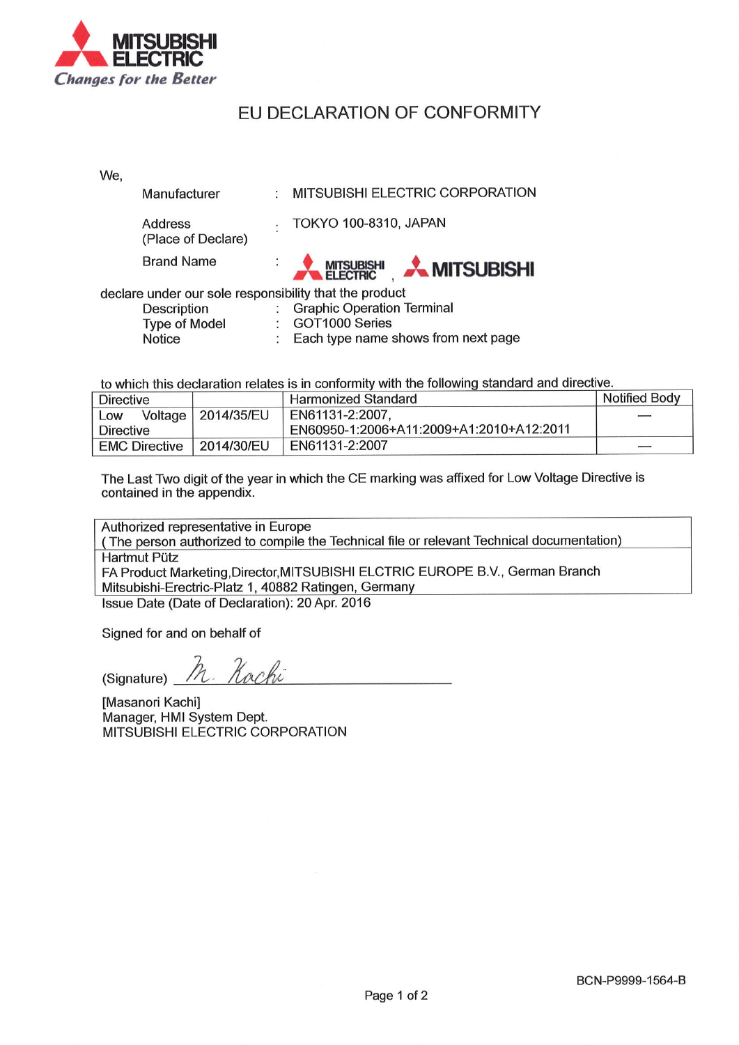MITSUBISHI ELECTRIC
*Changes for the Better*

# EU DECLARATION OF CONFORMITY

We,

Manufacturer : MITSUBISHI ELECTRIC CORPORATION

Address (Place of Declare) : TOKYO 100-8310, JAPAN

Brand Name : MITSUBISHI ELECTRIC , MITSUBISHI

declare under our sole responsibility that the product

Description : Graphic Operation Terminal
Type of Model : GOT1000 Series
Notice : Each type name shows from next page

to which this declaration relates is in conformity with the following standard and directive.

| Directive | | Harmonized Standard | Notified Body |
|---|---|---|---|
| Low Voltage Directive | 2014/35/EU | EN61131-2:2007, EN60950-1:2006+A11:2009+A1:2010+A12:2011 | — |
| EMC Directive | 2014/30/EU | EN61131-2:2007 | — |

The Last Two digit of the year in which the CE marking was affixed for Low Voltage Directive is contained in the appendix.

| Authorized representative in Europe ( The person authorized to compile the Technical file or relevant Technical documentation) |
|---|
| Hartmut Pütz<br>FA Product Marketing,Director,MITSUBISHI ELCTRIC EUROPE B.V., German Branch<br>Mitsubishi-Erectric-Platz 1, 40882 Ratingen, Germany |

Issue Date (Date of Declaration): 20 Apr. 2016

Signed for and on behalf of

(Signature) M. Kachi

[Masanori Kachi]
Manager, HMI System Dept.
MITSUBISHI ELECTRIC CORPORATION

BCN-P9999-1564-B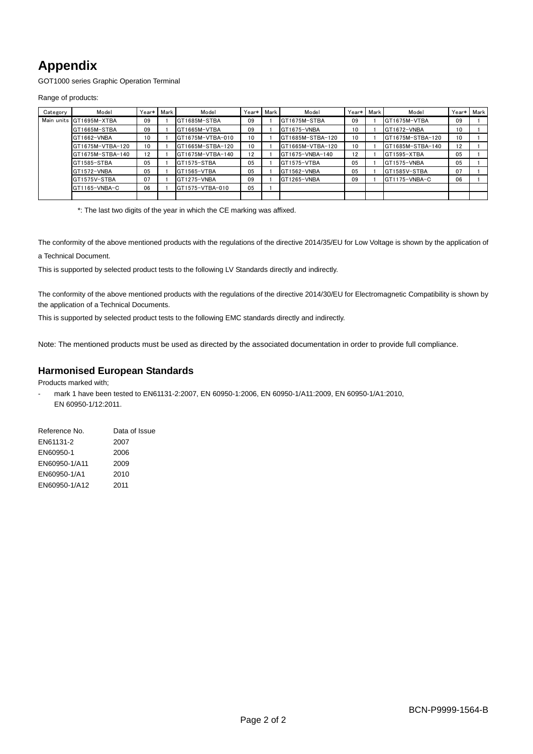# Appendix

GOT1000 series Graphic Operation Terminal

Range of products:

| Category | Model | Year* | Mark | Model | Year* | Mark | Model | Year* | Mark | Model | Year* | Mark |
|---|---|---|---|---|---|---|---|---|---|---|---|---|
| Main units | GT1695M-XTBA | 09 | 1 | GT1685M-STBA | 09 | 1 | GT1675M-STBA | 09 | 1 | GT1675M-VTBA | 09 | 1 |
| | GT1665M-STBA | 09 | 1 | GT1665M-VTBA | 09 | 1 | GT1675-VNBA | 10 | 1 | GT1672-VNBA | 10 | 1 |
| | GT1662-VNBA | 10 | 1 | GT1675M-VTBA-010 | 10 | 1 | GT1685M-STBA-120 | 10 | 1 | GT1675M-STBA-120 | 10 | 1 |
| | GT1675M-VTBA-120 | 10 | 1 | GT1665M-STBA-120 | 10 | 1 | GT1665M-VTBA-120 | 10 | 1 | GT1685M-STBA-140 | 12 | 1 |
| | GT1675M-STBA-140 | 12 | 1 | GT1675M-VTBA-140 | 12 | 1 | GT1675-VNBA-140 | 12 | 1 | GT1595-XTBA | 05 | 1 |
| | GT1585-STBA | 05 | 1 | GT1575-STBA | 05 | 1 | GT1575-VTBA | 05 | 1 | GT1575-VNBA | 05 | 1 |
| | GT1572-VNBA | 05 | 1 | GT1565-VTBA | 05 | 1 | GT1562-VNBA | 05 | 1 | GT1585V-STBA | 07 | 1 |
| | GT1575V-STBA | 07 | 1 | GT1275-VNBA | 09 | 1 | GT1265-VNBA | 09 | 1 | GT1175-VNBA-C | 06 | 1 |
| | GT1165-VNBA-C | 06 | 1 | GT1575-VTBA-010 | 05 | 1 | | | | | | |
| | | | | | | | | | | | | |

*: The last two digits of the year in which the CE marking was affixed.

The conformity of the above mentioned products with the regulations of the directive 2014/35/EU for Low Voltage is shown by the application of a Technical Document.

This is supported by selected product tests to the following LV Standards directly and indirectly.

The conformity of the above mentioned products with the regulations of the directive 2014/30/EU for Electromagnetic Compatibility is shown by the application of a Technical Documents.

This is supported by selected product tests to the following EMC standards directly and indirectly.

Note: The mentioned products must be used as directed by the associated documentation in order to provide full compliance.

## Harmonised European Standards

Products marked with;

- mark 1 have been tested to EN61131-2:2007, EN 60950-1:2006, EN 60950-1/A11:2009, EN 60950-1/A1:2010, EN 60950-1/12:2011.

| Reference No. | Data of Issue |
|---|---|
| EN61131-2 | 2007 |
| EN60950-1 | 2006 |
| EN60950-1/A11 | 2009 |
| EN60950-1/A1 | 2010 |
| EN60950-1/A12 | 2011 |

BCN-P9999-1564-B